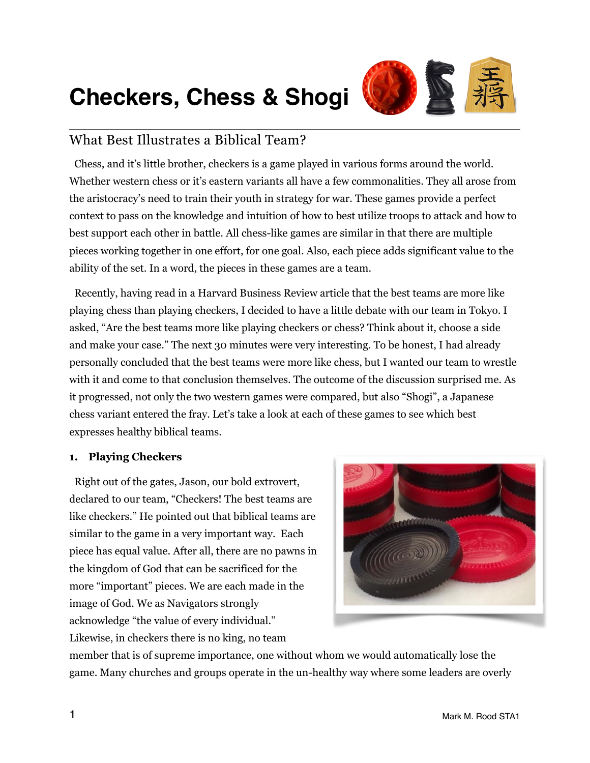# Checkers, Chess & Shogi

## What Best Illustrates a Biblical Team?

Chess, and it's little brother, checkers is a game played in various forms around the world. Whether western chess or it's eastern variants all have a few commonalities. They all arose from the aristocracy's need to train their youth in strategy for war. These games provide a perfect context to pass on the knowledge and intuition of how to best utilize troops to attack and how to best support each other in battle. All chess-like games are similar in that there are multiple pieces working together in one effort, for one goal. Also, each piece adds significant value to the ability of the set. In a word, the pieces in these games are a team.

Recently, having read in a Harvard Business Review article that the best teams are more like playing chess than playing checkers, I decided to have a little debate with our team in Tokyo. I asked, "Are the best teams more like playing checkers or chess? Think about it, choose a side and make your case." The next 30 minutes were very interesting. To be honest, I had already personally concluded that the best teams were more like chess, but I wanted our team to wrestle with it and come to that conclusion themselves. The outcome of the discussion surprised me. As it progressed, not only the two western games were compared, but also "Shogi", a Japanese chess variant entered the fray. Let's take a look at each of these games to see which best expresses healthy biblical teams.

**1. Playing Checkers**

Right out of the gates, Jason, our bold extrovert, declared to our team, "Checkers! The best teams are like checkers." He pointed out that biblical teams are similar to the game in a very important way. Each piece has equal value. After all, there are no pawns in the kingdom of God that can be sacrificed for the more "important" pieces. We are each made in the image of God. We as Navigators strongly acknowledge "the value of every individual." Likewise, in checkers there is no king, no team member that is of supreme importance, one without whom we would automatically lose the game. Many churches and groups operate in the un-healthy way where some leaders are overly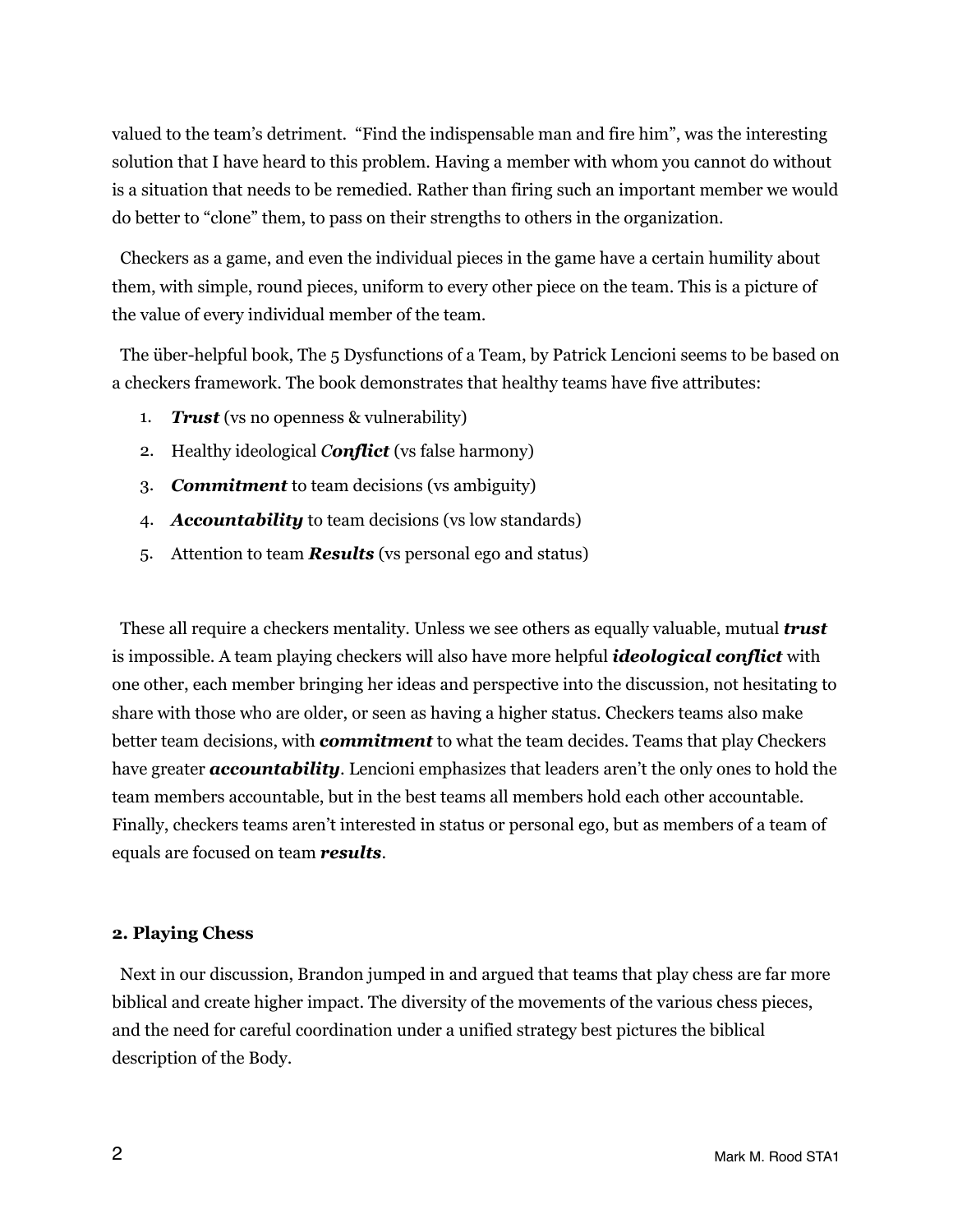valued to the team's detriment. "Find the indispensable man and fire him", was the interesting solution that I have heard to this problem. Having a member with whom you cannot do without is a situation that needs to be remedied. Rather than firing such an important member we would do better to "clone" them, to pass on their strengths to others in the organization.

Checkers as a game, and even the individual pieces in the game have a certain humility about them, with simple, round pieces, uniform to every other piece on the team. This is a picture of the value of every individual member of the team.

The über-helpful book, The 5 Dysfunctions of a Team, by Patrick Lencioni seems to be based on a checkers framework. The book demonstrates that healthy teams have five attributes:

1. ***Trust*** (vs no openness & vulnerability)
2. Healthy ideological *C**onflict*** (vs false harmony)
3. ***Commitment*** to team decisions (vs ambiguity)
4. ***Accountability*** to team decisions (vs low standards)
5. Attention to team ***Results*** (vs personal ego and status)

These all require a checkers mentality. Unless we see others as equally valuable, mutual ***trust*** is impossible. A team playing checkers will also have more helpful ***ideological conflict*** with one other, each member bringing her ideas and perspective into the discussion, not hesitating to share with those who are older, or seen as having a higher status. Checkers teams also make better team decisions, with ***commitment*** to what the team decides. Teams that play Checkers have greater ***accountability***. Lencioni emphasizes that leaders aren't the only ones to hold the team members accountable, but in the best teams all members hold each other accountable. Finally, checkers teams aren't interested in status or personal ego, but as members of a team of equals are focused on team ***results***.

**2. Playing Chess**

Next in our discussion, Brandon jumped in and argued that teams that play chess are far more biblical and create higher impact. The diversity of the movements of the various chess pieces, and the need for careful coordination under a unified strategy best pictures the biblical description of the Body.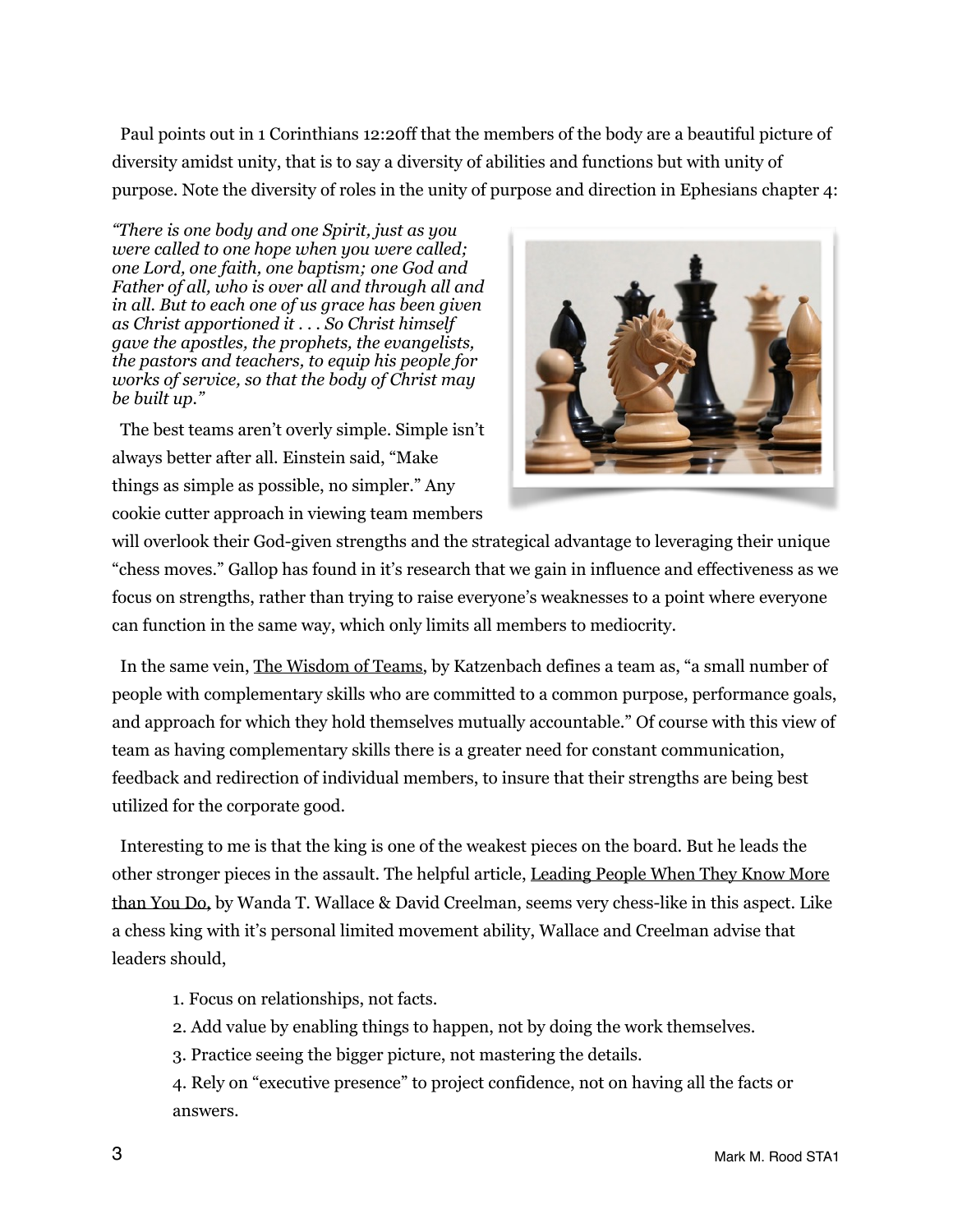Paul points out in 1 Corinthians 12:20ff that the members of the body are a beautiful picture of diversity amidst unity, that is to say a diversity of abilities and functions but with unity of purpose. Note the diversity of roles in the unity of purpose and direction in Ephesians chapter 4:

*"There is one body and one Spirit, just as you were called to one hope when you were called; one Lord, one faith, one baptism; one God and Father of all, who is over all and through all and in all. But to each one of us grace has been given as Christ apportioned it . . . So Christ himself gave the apostles, the prophets, the evangelists, the pastors and teachers, to equip his people for works of service, so that the body of Christ may be built up."*

The best teams aren't overly simple. Simple isn't always better after all. Einstein said, "Make things as simple as possible, no simpler." Any cookie cutter approach in viewing team members will overlook their God-given strengths and the strategical advantage to leveraging their unique "chess moves." Gallop has found in it's research that we gain in influence and effectiveness as we focus on strengths, rather than trying to raise everyone's weaknesses to a point where everyone can function in the same way, which only limits all members to mediocrity.

In the same vein, The Wisdom of Teams, by Katzenbach defines a team as, "a small number of people with complementary skills who are committed to a common purpose, performance goals, and approach for which they hold themselves mutually accountable." Of course with this view of team as having complementary skills there is a greater need for constant communication, feedback and redirection of individual members, to insure that their strengths are being best utilized for the corporate good.

Interesting to me is that the king is one of the weakest pieces on the board. But he leads the other stronger pieces in the assault. The helpful article, Leading People When They Know More than You Do, by Wanda T. Wallace & David Creelman, seems very chess-like in this aspect. Like a chess king with it's personal limited movement ability, Wallace and Creelman advise that leaders should,

1. Focus on relationships, not facts.
2. Add value by enabling things to happen, not by doing the work themselves.
3. Practice seeing the bigger picture, not mastering the details.
4. Rely on "executive presence" to project confidence, not on having all the facts or answers.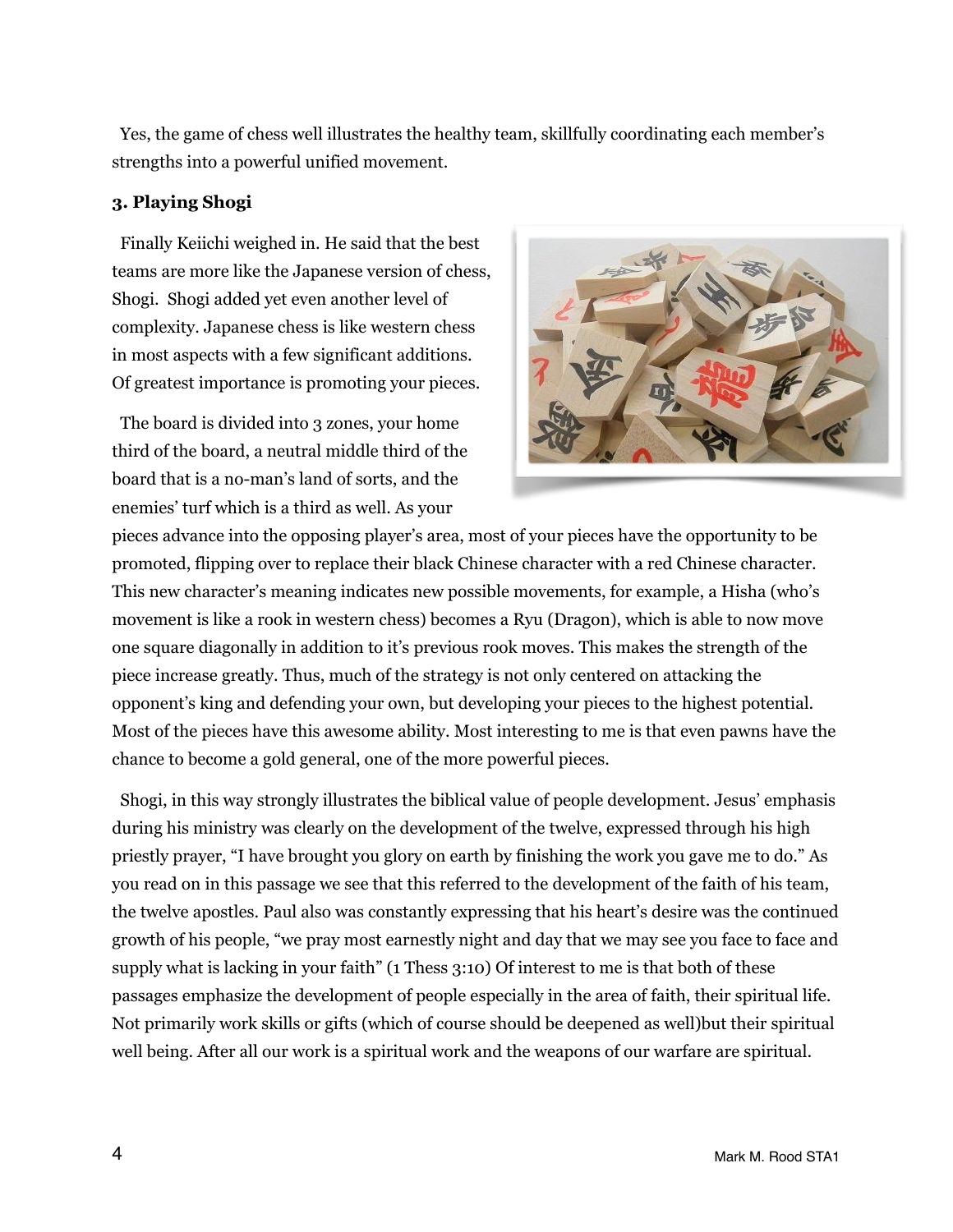Yes, the game of chess well illustrates the healthy team, skillfully coordinating each member's strengths into a powerful unified movement.

### 3. Playing Shogi

Finally Keiichi weighed in. He said that the best teams are more like the Japanese version of chess, Shogi. Shogi added yet even another level of complexity. Japanese chess is like western chess in most aspects with a few significant additions. Of greatest importance is promoting your pieces.

The board is divided into 3 zones, your home third of the board, a neutral middle third of the board that is a no-man's land of sorts, and the enemies' turf which is a third as well. As your pieces advance into the opposing player's area, most of your pieces have the opportunity to be promoted, flipping over to replace their black Chinese character with a red Chinese character. This new character's meaning indicates new possible movements, for example, a Hisha (who's movement is like a rook in western chess) becomes a Ryu (Dragon), which is able to now move one square diagonally in addition to it's previous rook moves. This makes the strength of the piece increase greatly. Thus, much of the strategy is not only centered on attacking the opponent's king and defending your own, but developing your pieces to the highest potential. Most of the pieces have this awesome ability. Most interesting to me is that even pawns have the chance to become a gold general, one of the more powerful pieces.

Shogi, in this way strongly illustrates the biblical value of people development. Jesus' emphasis during his ministry was clearly on the development of the twelve, expressed through his high priestly prayer, "I have brought you glory on earth by finishing the work you gave me to do." As you read on in this passage we see that this referred to the development of the faith of his team, the twelve apostles. Paul also was constantly expressing that his heart's desire was the continued growth of his people, "we pray most earnestly night and day that we may see you face to face and supply what is lacking in your faith" (1 Thess 3:10) Of interest to me is that both of these passages emphasize the development of people especially in the area of faith, their spiritual life. Not primarily work skills or gifts (which of course should be deepened as well)but their spiritual well being. After all our work is a spiritual work and the weapons of our warfare are spiritual.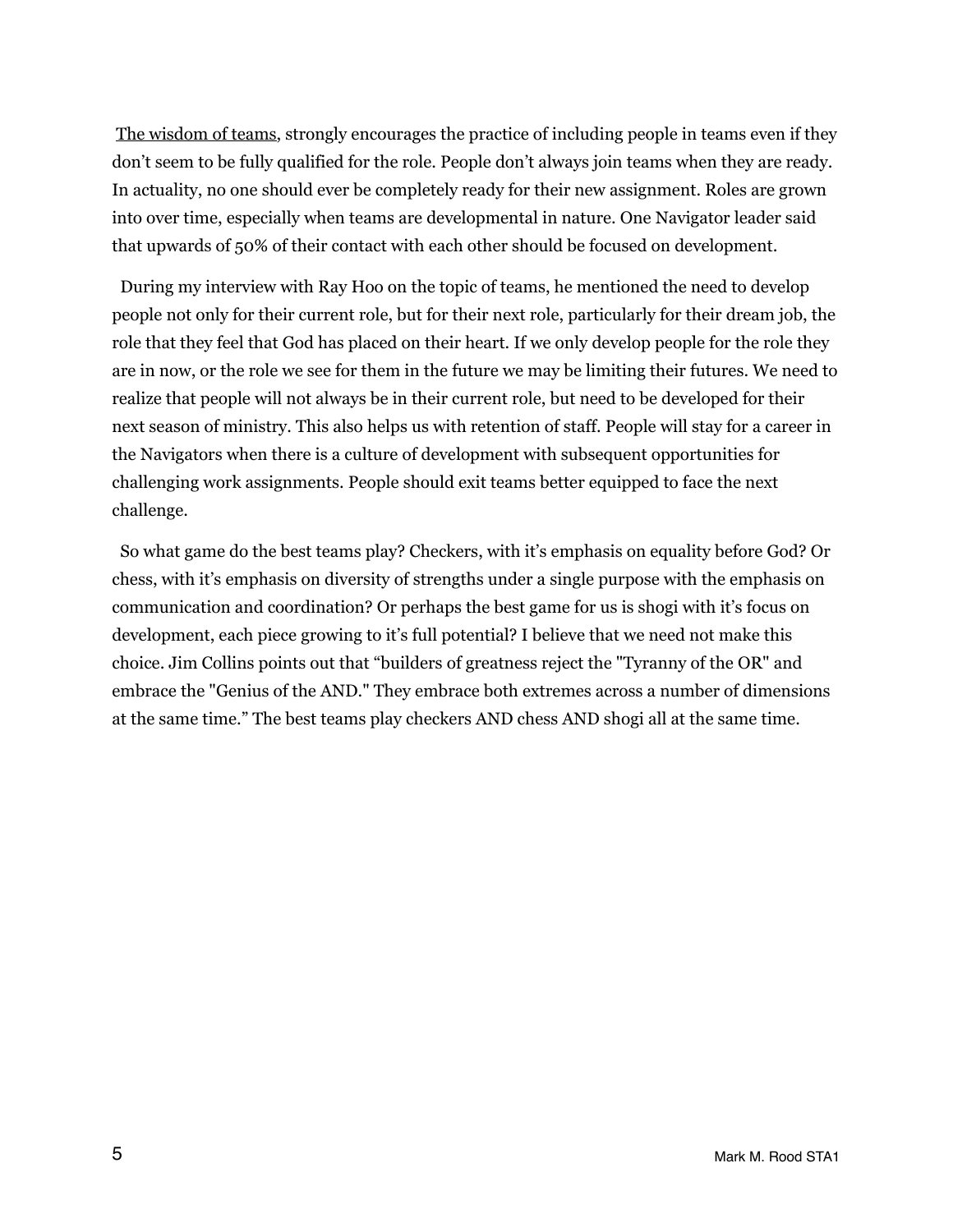The wisdom of teams, strongly encourages the practice of including people in teams even if they don't seem to be fully qualified for the role. People don't always join teams when they are ready. In actuality, no one should ever be completely ready for their new assignment. Roles are grown into over time, especially when teams are developmental in nature. One Navigator leader said that upwards of 50% of their contact with each other should be focused on development.

During my interview with Ray Hoo on the topic of teams, he mentioned the need to develop people not only for their current role, but for their next role, particularly for their dream job, the role that they feel that God has placed on their heart. If we only develop people for the role they are in now, or the role we see for them in the future we may be limiting their futures. We need to realize that people will not always be in their current role, but need to be developed for their next season of ministry. This also helps us with retention of staff. People will stay for a career in the Navigators when there is a culture of development with subsequent opportunities for challenging work assignments. People should exit teams better equipped to face the next challenge.

So what game do the best teams play? Checkers, with it's emphasis on equality before God? Or chess, with it's emphasis on diversity of strengths under a single purpose with the emphasis on communication and coordination? Or perhaps the best game for us is shogi with it's focus on development, each piece growing to it's full potential? I believe that we need not make this choice. Jim Collins points out that "builders of greatness reject the "Tyranny of the OR" and embrace the "Genius of the AND." They embrace both extremes across a number of dimensions at the same time." The best teams play checkers AND chess AND shogi all at the same time.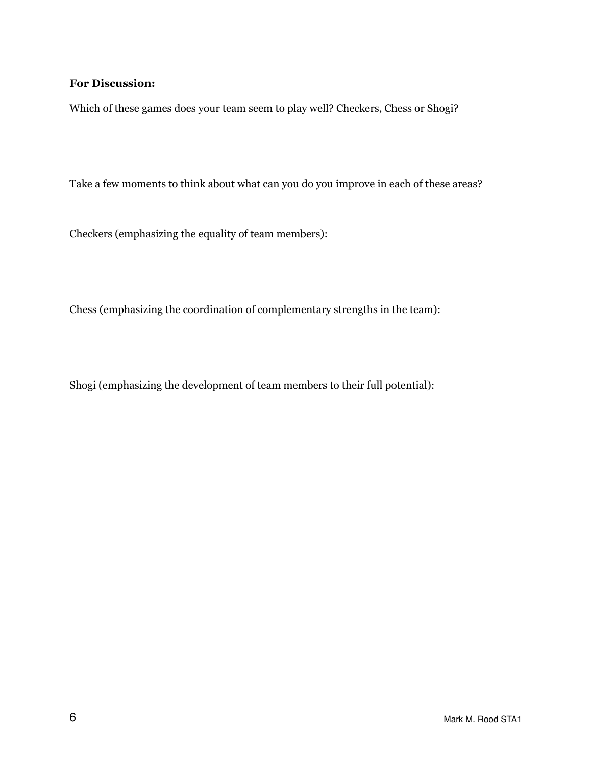**For Discussion:**

Which of these games does your team seem to play well? Checkers, Chess or Shogi?

Take a few moments to think about what can you do you improve in each of these areas?

Checkers (emphasizing the equality of team members):

Chess (emphasizing the coordination of complementary strengths in the team):

Shogi (emphasizing the development of team members to their full potential):